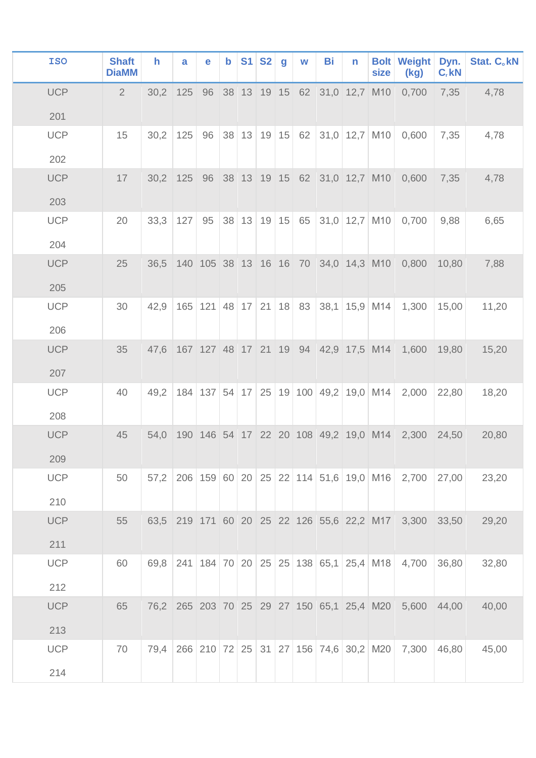| ISO | Shaft DiaMM | h | a | e | b | S1 | S2 | g | w | Bi | n | Bolt size | Weight (kg) | Dyn. $C_r$ kN | Stat. $C_o$ kN |
|---|---|---|---|---|---|---|---|---|---|---|---|---|---|---|---|
| UCP 201 | 2 | 30,2 | 125 | 96 | 38 | 13 | 19 | 15 | 62 | 31,0 | 12,7 | M10 | 0,700 | 7,35 | 4,78 |
| UCP 202 | 15 | 30,2 | 125 | 96 | 38 | 13 | 19 | 15 | 62 | 31,0 | 12,7 | M10 | 0,600 | 7,35 | 4,78 |
| UCP 203 | 17 | 30,2 | 125 | 96 | 38 | 13 | 19 | 15 | 62 | 31,0 | 12,7 | M10 | 0,600 | 7,35 | 4,78 |
| UCP 204 | 20 | 33,3 | 127 | 95 | 38 | 13 | 19 | 15 | 65 | 31,0 | 12,7 | M10 | 0,700 | 9,88 | 6,65 |
| UCP 205 | 25 | 36,5 | 140 | 105 | 38 | 13 | 16 | 16 | 70 | 34,0 | 14,3 | M10 | 0,800 | 10,80 | 7,88 |
| UCP 206 | 30 | 42,9 | 165 | 121 | 48 | 17 | 21 | 18 | 83 | 38,1 | 15,9 | M14 | 1,300 | 15,00 | 11,20 |
| UCP 207 | 35 | 47,6 | 167 | 127 | 48 | 17 | 21 | 19 | 94 | 42,9 | 17,5 | M14 | 1,600 | 19,80 | 15,20 |
| UCP 208 | 40 | 49,2 | 184 | 137 | 54 | 17 | 25 | 19 | 100 | 49,2 | 19,0 | M14 | 2,000 | 22,80 | 18,20 |
| UCP 209 | 45 | 54,0 | 190 | 146 | 54 | 17 | 22 | 20 | 108 | 49,2 | 19,0 | M14 | 2,300 | 24,50 | 20,80 |
| UCP 210 | 50 | 57,2 | 206 | 159 | 60 | 20 | 25 | 22 | 114 | 51,6 | 19,0 | M16 | 2,700 | 27,00 | 23,20 |
| UCP 211 | 55 | 63,5 | 219 | 171 | 60 | 20 | 25 | 22 | 126 | 55,6 | 22,2 | M17 | 3,300 | 33,50 | 29,20 |
| UCP 212 | 60 | 69,8 | 241 | 184 | 70 | 20 | 25 | 25 | 138 | 65,1 | 25,4 | M18 | 4,700 | 36,80 | 32,80 |
| UCP 213 | 65 | 76,2 | 265 | 203 | 70 | 25 | 29 | 27 | 150 | 65,1 | 25,4 | M20 | 5,600 | 44,00 | 40,00 |
| UCP 214 | 70 | 79,4 | 266 | 210 | 72 | 25 | 31 | 27 | 156 | 74,6 | 30,2 | M20 | 7,300 | 46,80 | 45,00 |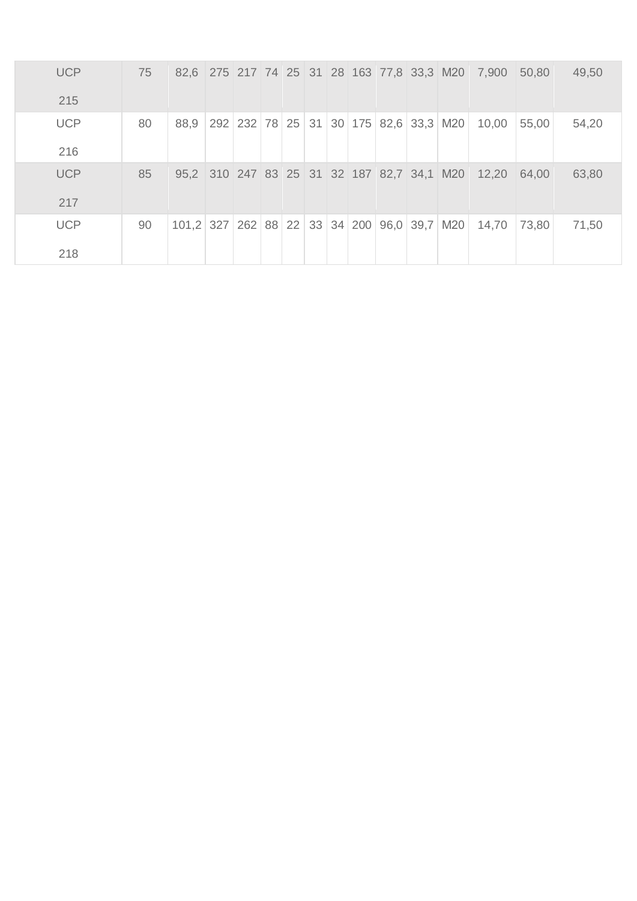| | | | | | | | | | | | | | | | | |
|---|---|---|---|---|---|---|---|---|---|---|---|---|---|---|---|---|
| UCP 215 | 75 | 82,6 | 275 | 217 | 74 | 25 | 31 | 28 | 163 | 77,8 | 33,3 | M20 | 7,900 | 50,80 | 49,50 |
| UCP 216 | 80 | 88,9 | 292 | 232 | 78 | 25 | 31 | 30 | 175 | 82,6 | 33,3 | M20 | 10,00 | 55,00 | 54,20 |
| UCP 217 | 85 | 95,2 | 310 | 247 | 83 | 25 | 31 | 32 | 187 | 82,7 | 34,1 | M20 | 12,20 | 64,00 | 63,80 |
| UCP 218 | 90 | 101,2 | 327 | 262 | 88 | 22 | 33 | 34 | 200 | 96,0 | 39,7 | M20 | 14,70 | 73,80 | 71,50 |